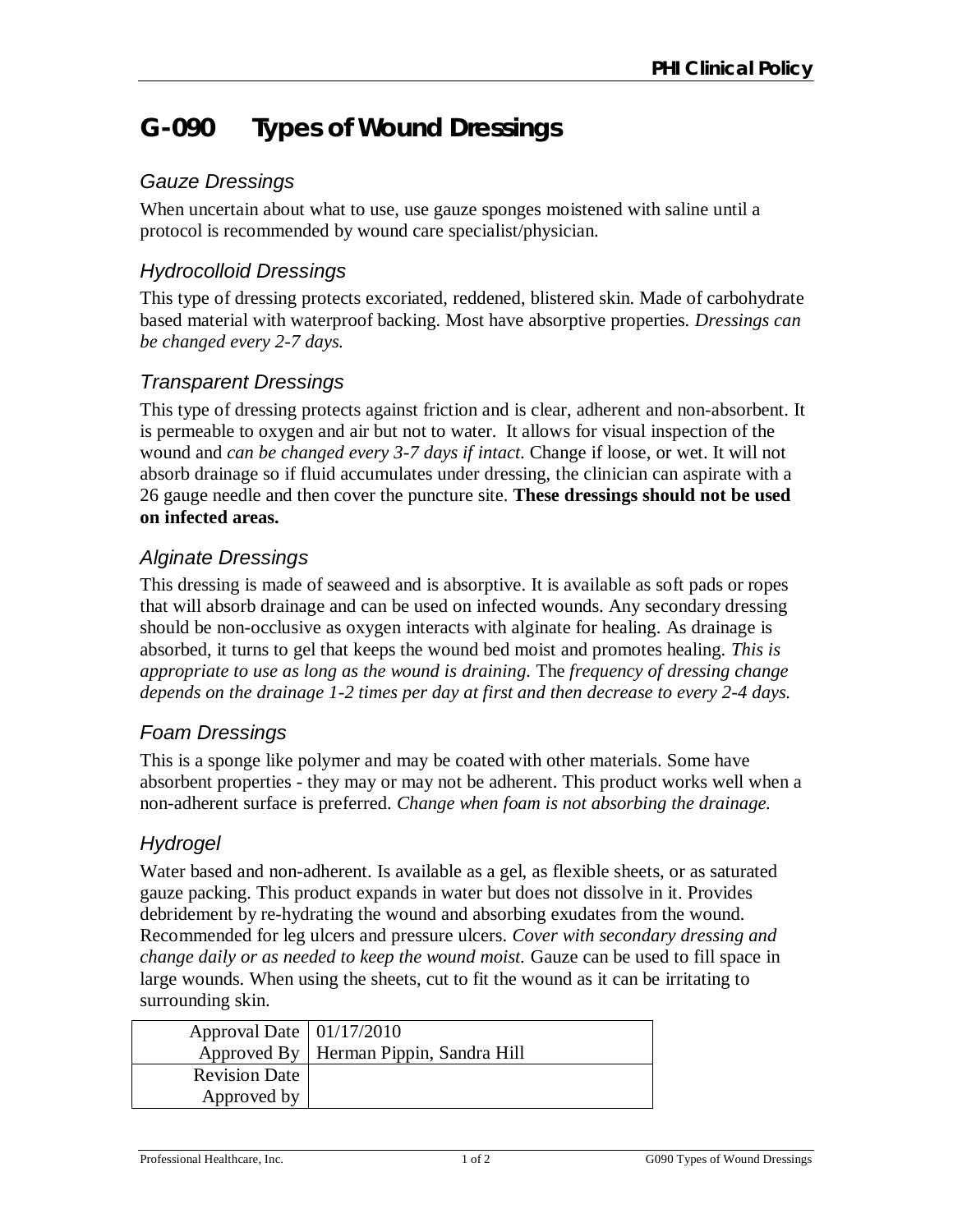# G-090 Types of Wound Dressings

## Gauze Dressings

When uncertain about what to use, use gauze sponges moistened with saline until a protocol is recommended by wound care specialist/physician.

## Hydrocolloid Dressings

This type of dressing protects excoriated, reddened, blistered skin. Made of carbohydrate based material with waterproof backing. Most have absorptive properties. *Dressings can be changed every 2-7 days.*

## Transparent Dressings

This type of dressing protects against friction and is clear, adherent and non-absorbent. It is permeable to oxygen and air but not to water. It allows for visual inspection of the wound and *can be changed every 3-7 days if intact*. Change if loose, or wet. It will not absorb drainage so if fluid accumulates under dressing, the clinician can aspirate with a 26 gauge needle and then cover the puncture site. **These dressings should not be used on infected areas.**

## Alginate Dressings

This dressing is made of seaweed and is absorptive. It is available as soft pads or ropes that will absorb drainage and can be used on infected wounds. Any secondary dressing should be non-occlusive as oxygen interacts with alginate for healing. As drainage is absorbed, it turns to gel that keeps the wound bed moist and promotes healing. *This is appropriate to use as long as the wound is draining.* The *frequency of dressing change depends on the drainage 1-2 times per day at first and then decrease to every 2-4 days.*

## Foam Dressings

This is a sponge like polymer and may be coated with other materials. Some have absorbent properties - they may or may not be adherent. This product works well when a non-adherent surface is preferred. *Change when foam is not absorbing the drainage.*

## Hydrogel

Water based and non-adherent. Is available as a gel, as flexible sheets, or as saturated gauze packing. This product expands in water but does not dissolve in it. Provides debridement by re-hydrating the wound and absorbing exudates from the wound. Recommended for leg ulcers and pressure ulcers. *Cover with secondary dressing and change daily or as needed to keep the wound moist.* Gauze can be used to fill space in large wounds. When using the sheets, cut to fit the wound as it can be irritating to surrounding skin.

| | |
|---|---|
| Approval Date | 01/17/2010 |
| Approved By | Herman Pippin, Sandra Hill |
| Revision Date | |
| Approved by | |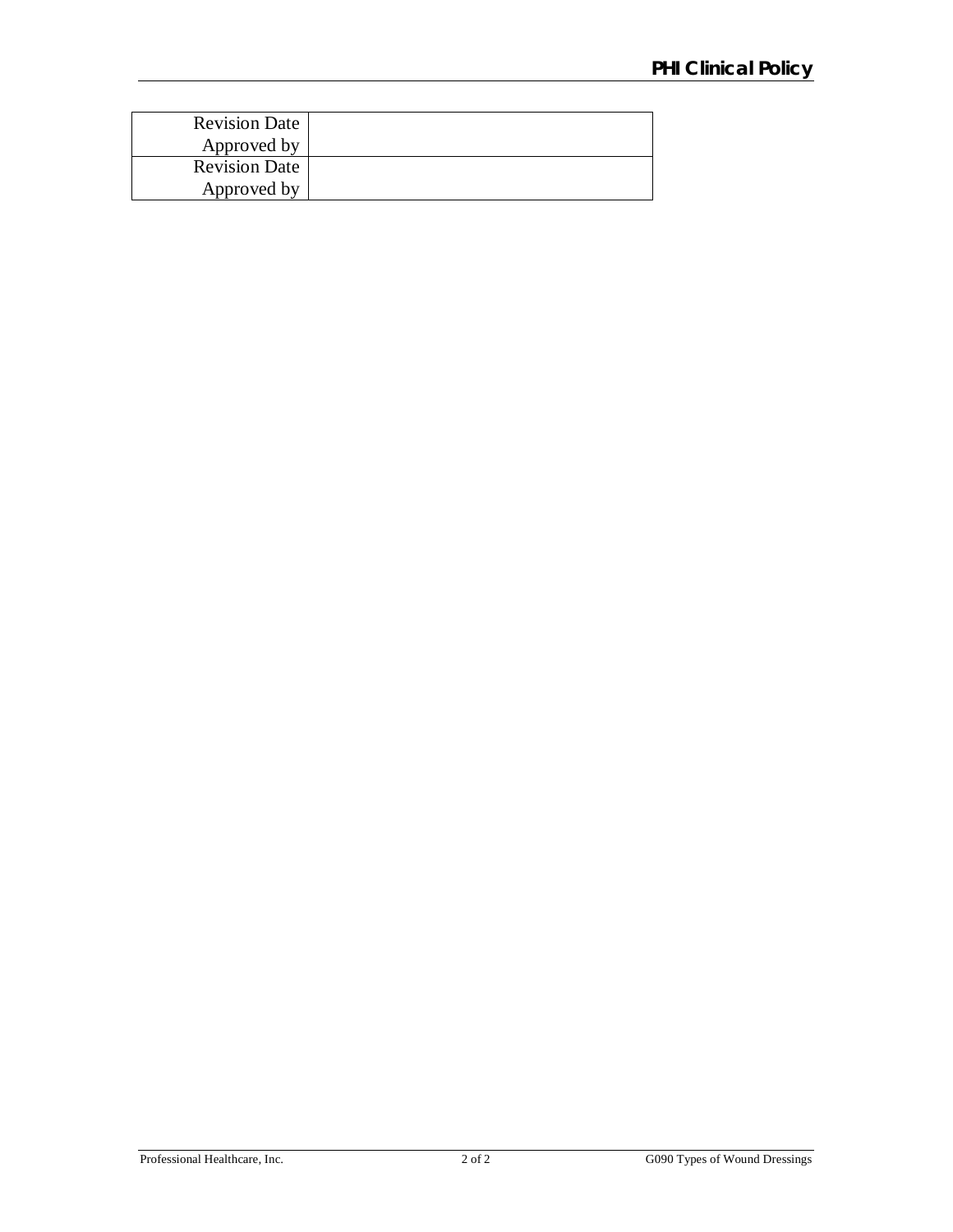| | |
|---|---|
| Revision Date<br>Approved by | |
| Revision Date<br>Approved by | |